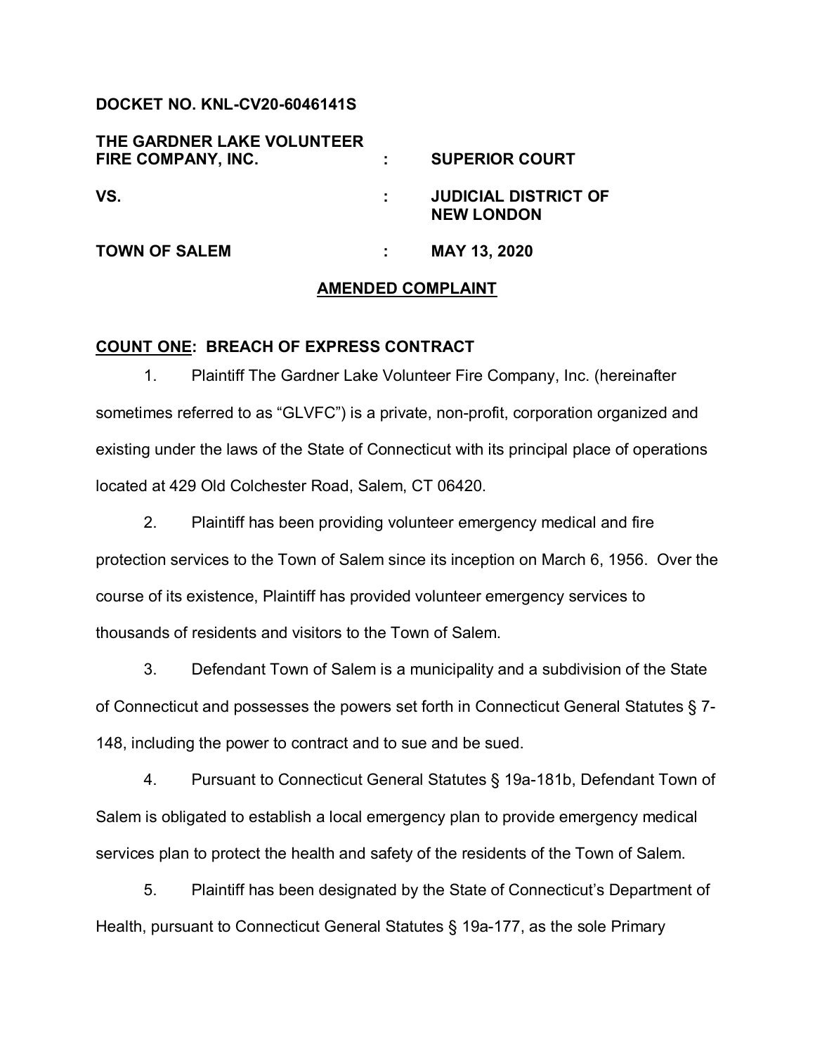**DOCKET NO. KNL-CV20-6046141S**

| | | |
|---|---|---|
| **THE GARDNER LAKE VOLUNTEER FIRE COMPANY, INC.** | **:** | **SUPERIOR COURT** |
| **VS.** | **:** | **JUDICIAL DISTRICT OF NEW LONDON** |
| **TOWN OF SALEM** | **:** | **MAY 13, 2020** |

## AMENDED COMPLAINT

### COUNT ONE: BREACH OF EXPRESS CONTRACT

1. Plaintiff The Gardner Lake Volunteer Fire Company, Inc. (hereinafter sometimes referred to as "GLVFC") is a private, non-profit, corporation organized and existing under the laws of the State of Connecticut with its principal place of operations located at 429 Old Colchester Road, Salem, CT 06420.

2. Plaintiff has been providing volunteer emergency medical and fire protection services to the Town of Salem since its inception on March 6, 1956. Over the course of its existence, Plaintiff has provided volunteer emergency services to thousands of residents and visitors to the Town of Salem.

3. Defendant Town of Salem is a municipality and a subdivision of the State of Connecticut and possesses the powers set forth in Connecticut General Statutes § 7-148, including the power to contract and to sue and be sued.

4. Pursuant to Connecticut General Statutes § 19a-181b, Defendant Town of Salem is obligated to establish a local emergency plan to provide emergency medical services plan to protect the health and safety of the residents of the Town of Salem.

5. Plaintiff has been designated by the State of Connecticut's Department of Health, pursuant to Connecticut General Statutes § 19a-177, as the sole Primary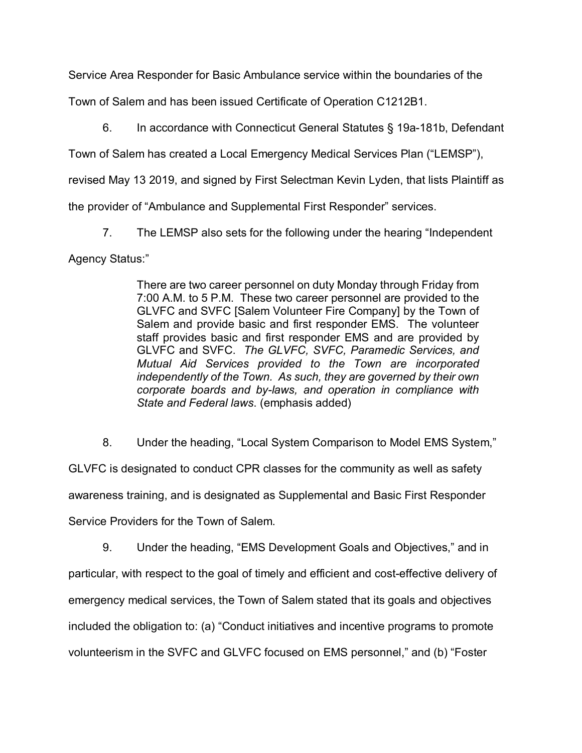Service Area Responder for Basic Ambulance service within the boundaries of the Town of Salem and has been issued Certificate of Operation C1212B1.

6. In accordance with Connecticut General Statutes § 19a-181b, Defendant Town of Salem has created a Local Emergency Medical Services Plan ("LEMSP"), revised May 13 2019, and signed by First Selectman Kevin Lyden, that lists Plaintiff as the provider of "Ambulance and Supplemental First Responder" services.

7. The LEMSP also sets for the following under the hearing "Independent Agency Status:"

> There are two career personnel on duty Monday through Friday from 7:00 A.M. to 5 P.M. These two career personnel are provided to the GLVFC and SVFC [Salem Volunteer Fire Company] by the Town of Salem and provide basic and first responder EMS. The volunteer staff provides basic and first responder EMS and are provided by GLVFC and SVFC. *The GLVFC, SVFC, Paramedic Services, and Mutual Aid Services provided to the Town are incorporated independently of the Town. As such, they are governed by their own corporate boards and by-laws, and operation in compliance with State and Federal laws*. (emphasis added)

8. Under the heading, "Local System Comparison to Model EMS System," GLVFC is designated to conduct CPR classes for the community as well as safety awareness training, and is designated as Supplemental and Basic First Responder Service Providers for the Town of Salem.

9. Under the heading, "EMS Development Goals and Objectives," and in particular, with respect to the goal of timely and efficient and cost-effective delivery of emergency medical services, the Town of Salem stated that its goals and objectives included the obligation to: (a) "Conduct initiatives and incentive programs to promote volunteerism in the SVFC and GLVFC focused on EMS personnel," and (b) "Foster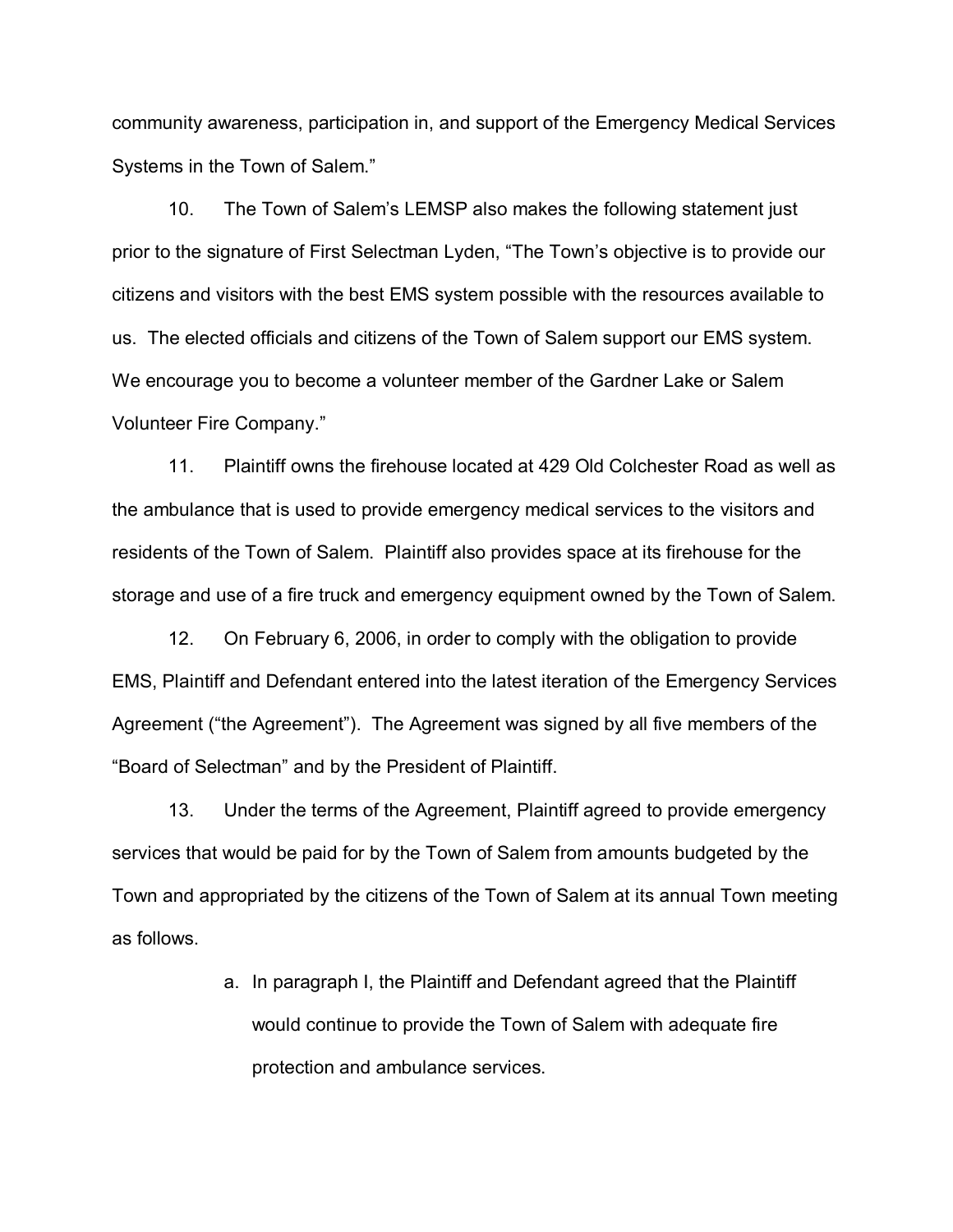community awareness, participation in, and support of the Emergency Medical Services Systems in the Town of Salem."

10. The Town of Salem's LEMSP also makes the following statement just prior to the signature of First Selectman Lyden, "The Town's objective is to provide our citizens and visitors with the best EMS system possible with the resources available to us. The elected officials and citizens of the Town of Salem support our EMS system. We encourage you to become a volunteer member of the Gardner Lake or Salem Volunteer Fire Company."

11. Plaintiff owns the firehouse located at 429 Old Colchester Road as well as the ambulance that is used to provide emergency medical services to the visitors and residents of the Town of Salem. Plaintiff also provides space at its firehouse for the storage and use of a fire truck and emergency equipment owned by the Town of Salem.

12. On February 6, 2006, in order to comply with the obligation to provide EMS, Plaintiff and Defendant entered into the latest iteration of the Emergency Services Agreement ("the Agreement"). The Agreement was signed by all five members of the "Board of Selectman" and by the President of Plaintiff.

13. Under the terms of the Agreement, Plaintiff agreed to provide emergency services that would be paid for by the Town of Salem from amounts budgeted by the Town and appropriated by the citizens of the Town of Salem at its annual Town meeting as follows.

a. In paragraph I, the Plaintiff and Defendant agreed that the Plaintiff would continue to provide the Town of Salem with adequate fire protection and ambulance services.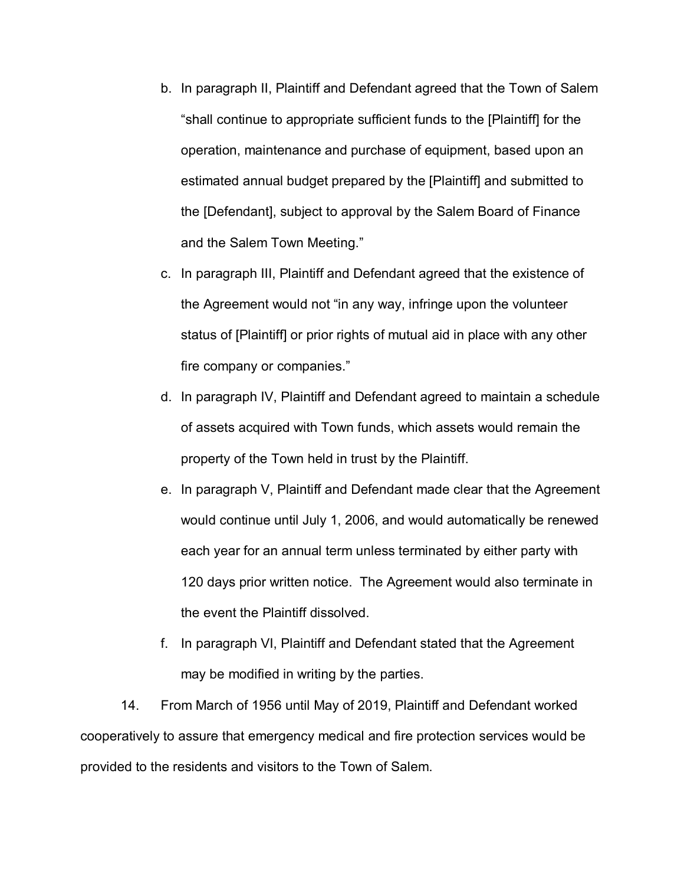b. In paragraph II, Plaintiff and Defendant agreed that the Town of Salem "shall continue to appropriate sufficient funds to the [Plaintiff] for the operation, maintenance and purchase of equipment, based upon an estimated annual budget prepared by the [Plaintiff] and submitted to the [Defendant], subject to approval by the Salem Board of Finance and the Salem Town Meeting."

c. In paragraph III, Plaintiff and Defendant agreed that the existence of the Agreement would not "in any way, infringe upon the volunteer status of [Plaintiff] or prior rights of mutual aid in place with any other fire company or companies."

d. In paragraph IV, Plaintiff and Defendant agreed to maintain a schedule of assets acquired with Town funds, which assets would remain the property of the Town held in trust by the Plaintiff.

e. In paragraph V, Plaintiff and Defendant made clear that the Agreement would continue until July 1, 2006, and would automatically be renewed each year for an annual term unless terminated by either party with 120 days prior written notice. The Agreement would also terminate in the event the Plaintiff dissolved.

f. In paragraph VI, Plaintiff and Defendant stated that the Agreement may be modified in writing by the parties.

14. From March of 1956 until May of 2019, Plaintiff and Defendant worked cooperatively to assure that emergency medical and fire protection services would be provided to the residents and visitors to the Town of Salem.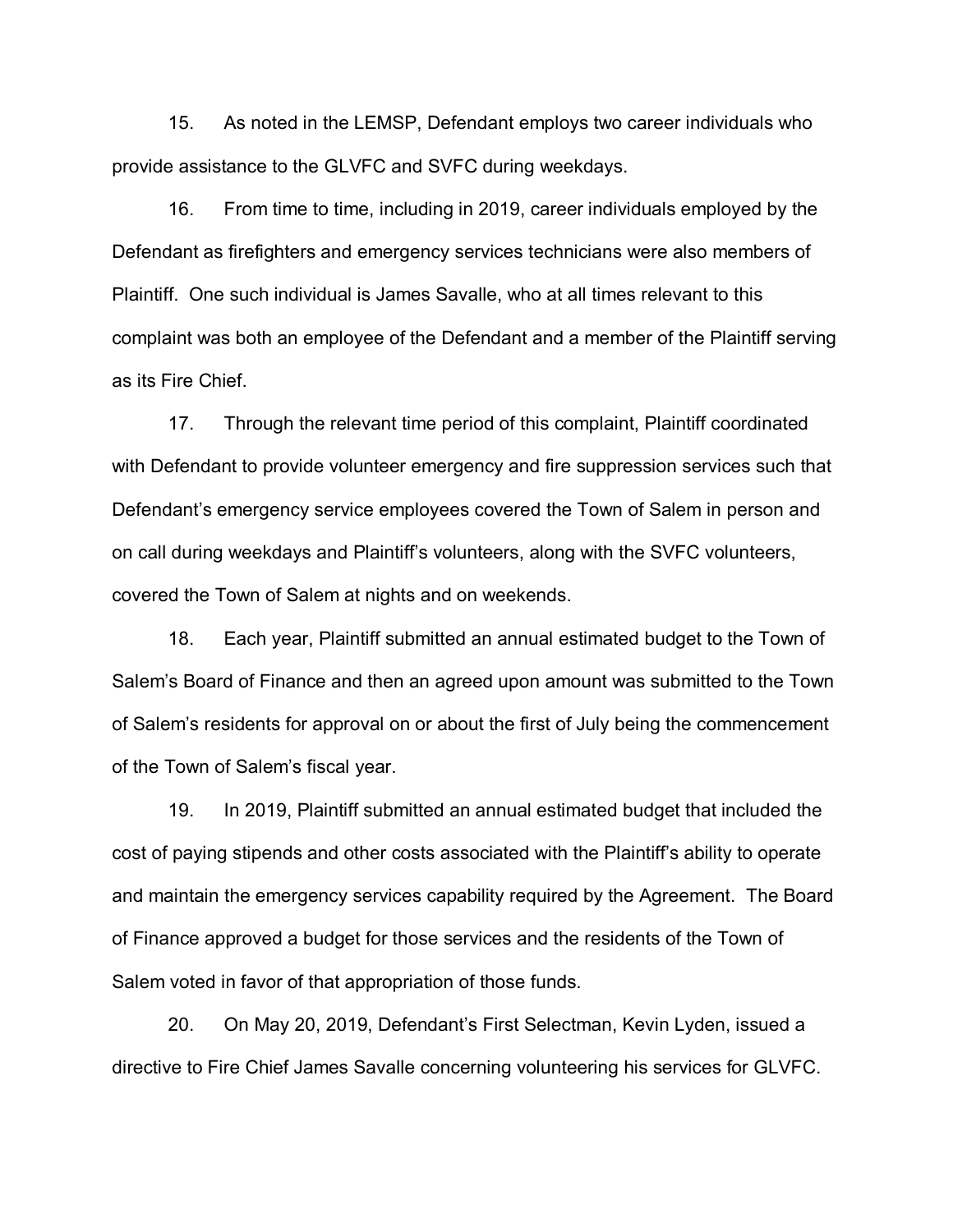15. As noted in the LEMSP, Defendant employs two career individuals who provide assistance to the GLVFC and SVFC during weekdays.

16. From time to time, including in 2019, career individuals employed by the Defendant as firefighters and emergency services technicians were also members of Plaintiff. One such individual is James Savalle, who at all times relevant to this complaint was both an employee of the Defendant and a member of the Plaintiff serving as its Fire Chief.

17. Through the relevant time period of this complaint, Plaintiff coordinated with Defendant to provide volunteer emergency and fire suppression services such that Defendant's emergency service employees covered the Town of Salem in person and on call during weekdays and Plaintiff's volunteers, along with the SVFC volunteers, covered the Town of Salem at nights and on weekends.

18. Each year, Plaintiff submitted an annual estimated budget to the Town of Salem's Board of Finance and then an agreed upon amount was submitted to the Town of Salem's residents for approval on or about the first of July being the commencement of the Town of Salem's fiscal year.

19. In 2019, Plaintiff submitted an annual estimated budget that included the cost of paying stipends and other costs associated with the Plaintiff's ability to operate and maintain the emergency services capability required by the Agreement. The Board of Finance approved a budget for those services and the residents of the Town of Salem voted in favor of that appropriation of those funds.

20. On May 20, 2019, Defendant's First Selectman, Kevin Lyden, issued a directive to Fire Chief James Savalle concerning volunteering his services for GLVFC.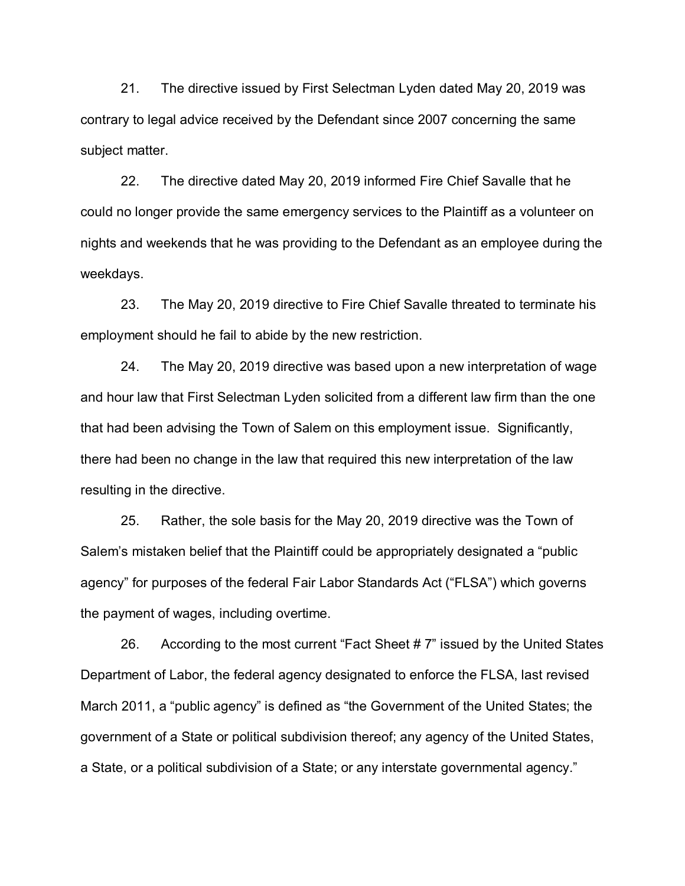21. The directive issued by First Selectman Lyden dated May 20, 2019 was contrary to legal advice received by the Defendant since 2007 concerning the same subject matter.

22. The directive dated May 20, 2019 informed Fire Chief Savalle that he could no longer provide the same emergency services to the Plaintiff as a volunteer on nights and weekends that he was providing to the Defendant as an employee during the weekdays.

23. The May 20, 2019 directive to Fire Chief Savalle threated to terminate his employment should he fail to abide by the new restriction.

24. The May 20, 2019 directive was based upon a new interpretation of wage and hour law that First Selectman Lyden solicited from a different law firm than the one that had been advising the Town of Salem on this employment issue. Significantly, there had been no change in the law that required this new interpretation of the law resulting in the directive.

25. Rather, the sole basis for the May 20, 2019 directive was the Town of Salem's mistaken belief that the Plaintiff could be appropriately designated a "public agency" for purposes of the federal Fair Labor Standards Act ("FLSA") which governs the payment of wages, including overtime.

26. According to the most current "Fact Sheet # 7" issued by the United States Department of Labor, the federal agency designated to enforce the FLSA, last revised March 2011, a "public agency" is defined as "the Government of the United States; the government of a State or political subdivision thereof; any agency of the United States, a State, or a political subdivision of a State; or any interstate governmental agency."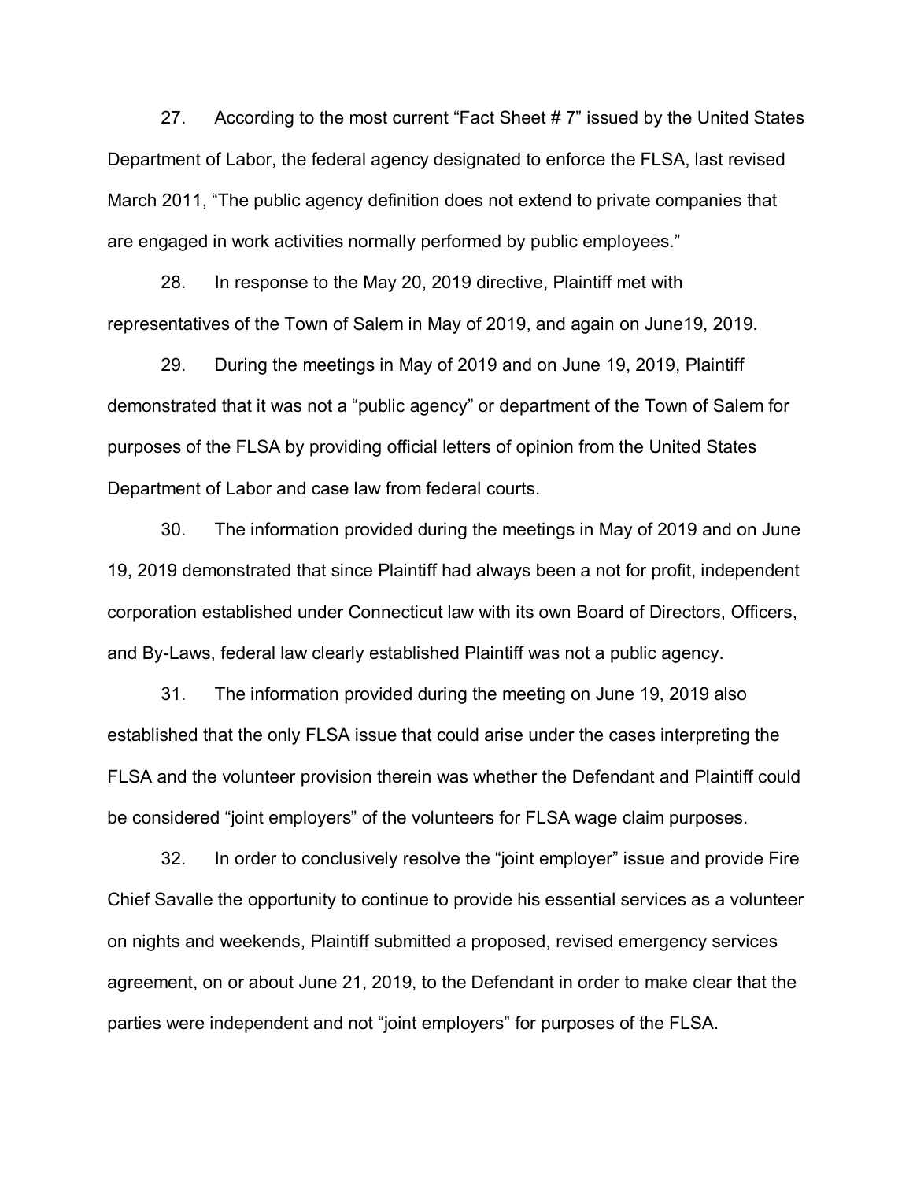27. According to the most current "Fact Sheet # 7" issued by the United States Department of Labor, the federal agency designated to enforce the FLSA, last revised March 2011, "The public agency definition does not extend to private companies that are engaged in work activities normally performed by public employees."

28. In response to the May 20, 2019 directive, Plaintiff met with representatives of the Town of Salem in May of 2019, and again on June19, 2019.

29. During the meetings in May of 2019 and on June 19, 2019, Plaintiff demonstrated that it was not a "public agency" or department of the Town of Salem for purposes of the FLSA by providing official letters of opinion from the United States Department of Labor and case law from federal courts.

30. The information provided during the meetings in May of 2019 and on June 19, 2019 demonstrated that since Plaintiff had always been a not for profit, independent corporation established under Connecticut law with its own Board of Directors, Officers, and By-Laws, federal law clearly established Plaintiff was not a public agency.

31. The information provided during the meeting on June 19, 2019 also established that the only FLSA issue that could arise under the cases interpreting the FLSA and the volunteer provision therein was whether the Defendant and Plaintiff could be considered "joint employers" of the volunteers for FLSA wage claim purposes.

32. In order to conclusively resolve the "joint employer" issue and provide Fire Chief Savalle the opportunity to continue to provide his essential services as a volunteer on nights and weekends, Plaintiff submitted a proposed, revised emergency services agreement, on or about June 21, 2019, to the Defendant in order to make clear that the parties were independent and not "joint employers" for purposes of the FLSA.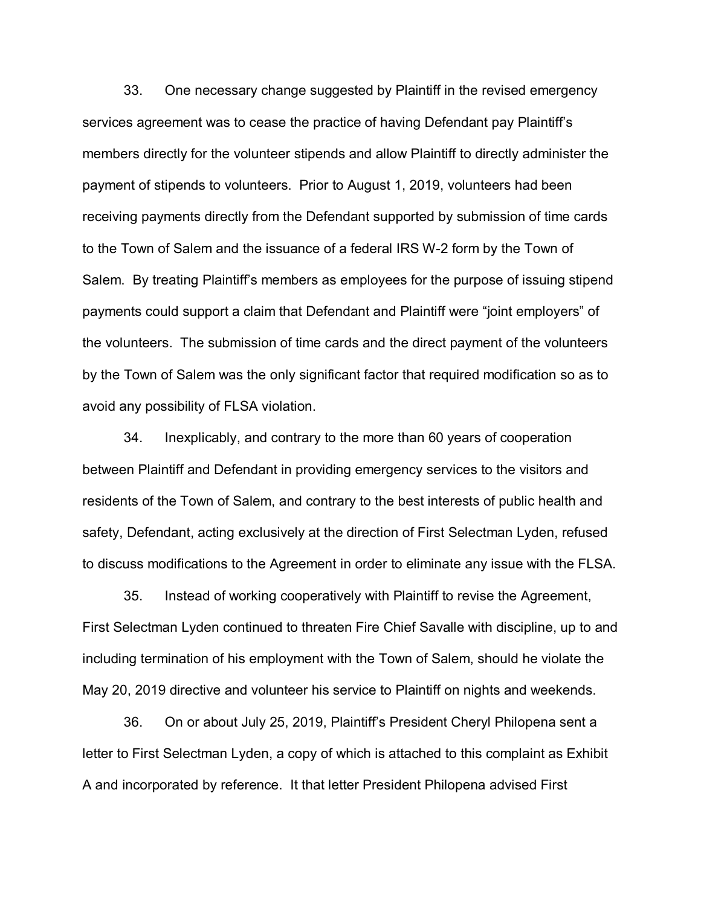33. One necessary change suggested by Plaintiff in the revised emergency services agreement was to cease the practice of having Defendant pay Plaintiff's members directly for the volunteer stipends and allow Plaintiff to directly administer the payment of stipends to volunteers. Prior to August 1, 2019, volunteers had been receiving payments directly from the Defendant supported by submission of time cards to the Town of Salem and the issuance of a federal IRS W-2 form by the Town of Salem. By treating Plaintiff's members as employees for the purpose of issuing stipend payments could support a claim that Defendant and Plaintiff were "joint employers" of the volunteers. The submission of time cards and the direct payment of the volunteers by the Town of Salem was the only significant factor that required modification so as to avoid any possibility of FLSA violation.

34. Inexplicably, and contrary to the more than 60 years of cooperation between Plaintiff and Defendant in providing emergency services to the visitors and residents of the Town of Salem, and contrary to the best interests of public health and safety, Defendant, acting exclusively at the direction of First Selectman Lyden, refused to discuss modifications to the Agreement in order to eliminate any issue with the FLSA.

35. Instead of working cooperatively with Plaintiff to revise the Agreement, First Selectman Lyden continued to threaten Fire Chief Savalle with discipline, up to and including termination of his employment with the Town of Salem, should he violate the May 20, 2019 directive and volunteer his service to Plaintiff on nights and weekends.

36. On or about July 25, 2019, Plaintiff's President Cheryl Philopena sent a letter to First Selectman Lyden, a copy of which is attached to this complaint as Exhibit A and incorporated by reference. It that letter President Philopena advised First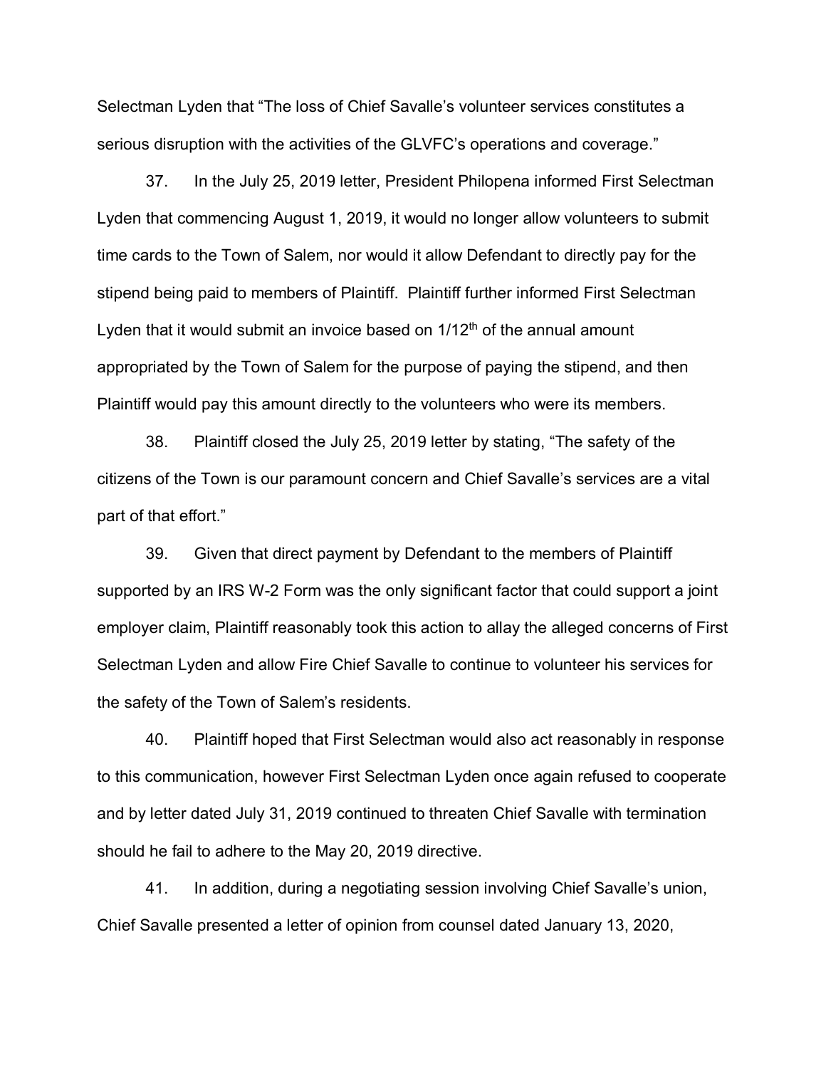Selectman Lyden that "The loss of Chief Savalle's volunteer services constitutes a serious disruption with the activities of the GLVFC's operations and coverage."

37. In the July 25, 2019 letter, President Philopena informed First Selectman Lyden that commencing August 1, 2019, it would no longer allow volunteers to submit time cards to the Town of Salem, nor would it allow Defendant to directly pay for the stipend being paid to members of Plaintiff. Plaintiff further informed First Selectman Lyden that it would submit an invoice based on 1/12th of the annual amount appropriated by the Town of Salem for the purpose of paying the stipend, and then Plaintiff would pay this amount directly to the volunteers who were its members.

38. Plaintiff closed the July 25, 2019 letter by stating, "The safety of the citizens of the Town is our paramount concern and Chief Savalle's services are a vital part of that effort."

39. Given that direct payment by Defendant to the members of Plaintiff supported by an IRS W-2 Form was the only significant factor that could support a joint employer claim, Plaintiff reasonably took this action to allay the alleged concerns of First Selectman Lyden and allow Fire Chief Savalle to continue to volunteer his services for the safety of the Town of Salem's residents.

40. Plaintiff hoped that First Selectman would also act reasonably in response to this communication, however First Selectman Lyden once again refused to cooperate and by letter dated July 31, 2019 continued to threaten Chief Savalle with termination should he fail to adhere to the May 20, 2019 directive.

41. In addition, during a negotiating session involving Chief Savalle's union, Chief Savalle presented a letter of opinion from counsel dated January 13, 2020,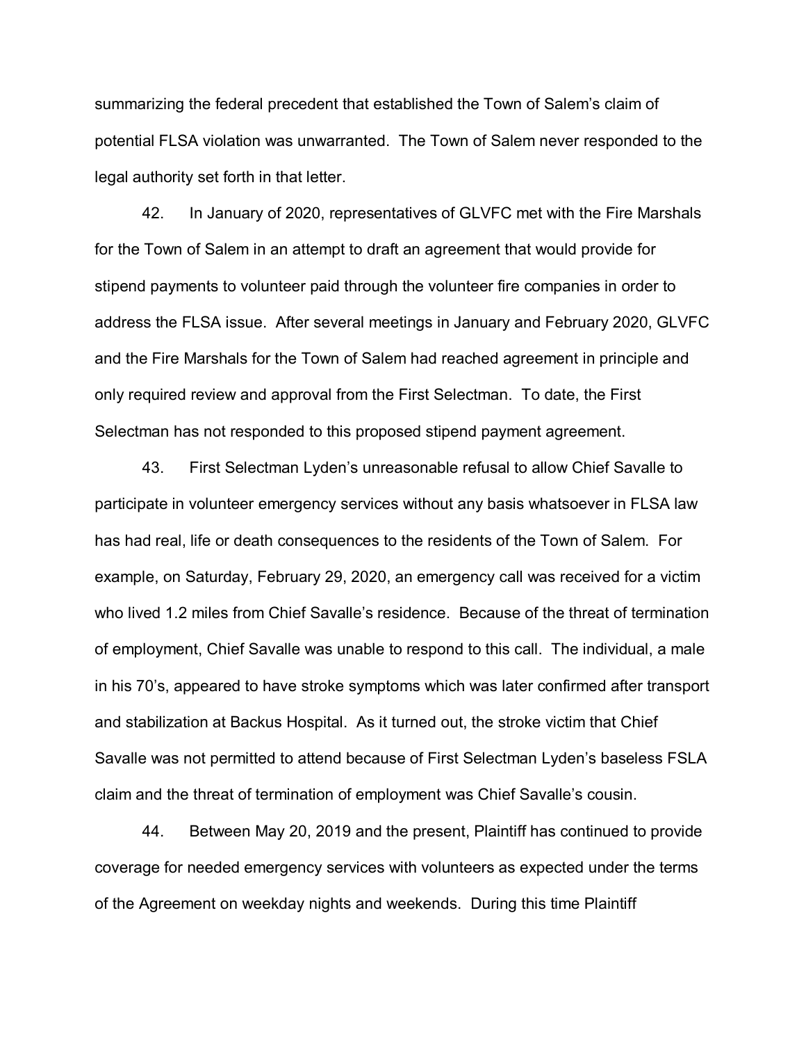summarizing the federal precedent that established the Town of Salem's claim of potential FLSA violation was unwarranted. The Town of Salem never responded to the legal authority set forth in that letter.

42. In January of 2020, representatives of GLVFC met with the Fire Marshals for the Town of Salem in an attempt to draft an agreement that would provide for stipend payments to volunteer paid through the volunteer fire companies in order to address the FLSA issue. After several meetings in January and February 2020, GLVFC and the Fire Marshals for the Town of Salem had reached agreement in principle and only required review and approval from the First Selectman. To date, the First Selectman has not responded to this proposed stipend payment agreement.

43. First Selectman Lyden's unreasonable refusal to allow Chief Savalle to participate in volunteer emergency services without any basis whatsoever in FLSA law has had real, life or death consequences to the residents of the Town of Salem. For example, on Saturday, February 29, 2020, an emergency call was received for a victim who lived 1.2 miles from Chief Savalle's residence. Because of the threat of termination of employment, Chief Savalle was unable to respond to this call. The individual, a male in his 70's, appeared to have stroke symptoms which was later confirmed after transport and stabilization at Backus Hospital. As it turned out, the stroke victim that Chief Savalle was not permitted to attend because of First Selectman Lyden's baseless FSLA claim and the threat of termination of employment was Chief Savalle's cousin.

44. Between May 20, 2019 and the present, Plaintiff has continued to provide coverage for needed emergency services with volunteers as expected under the terms of the Agreement on weekday nights and weekends. During this time Plaintiff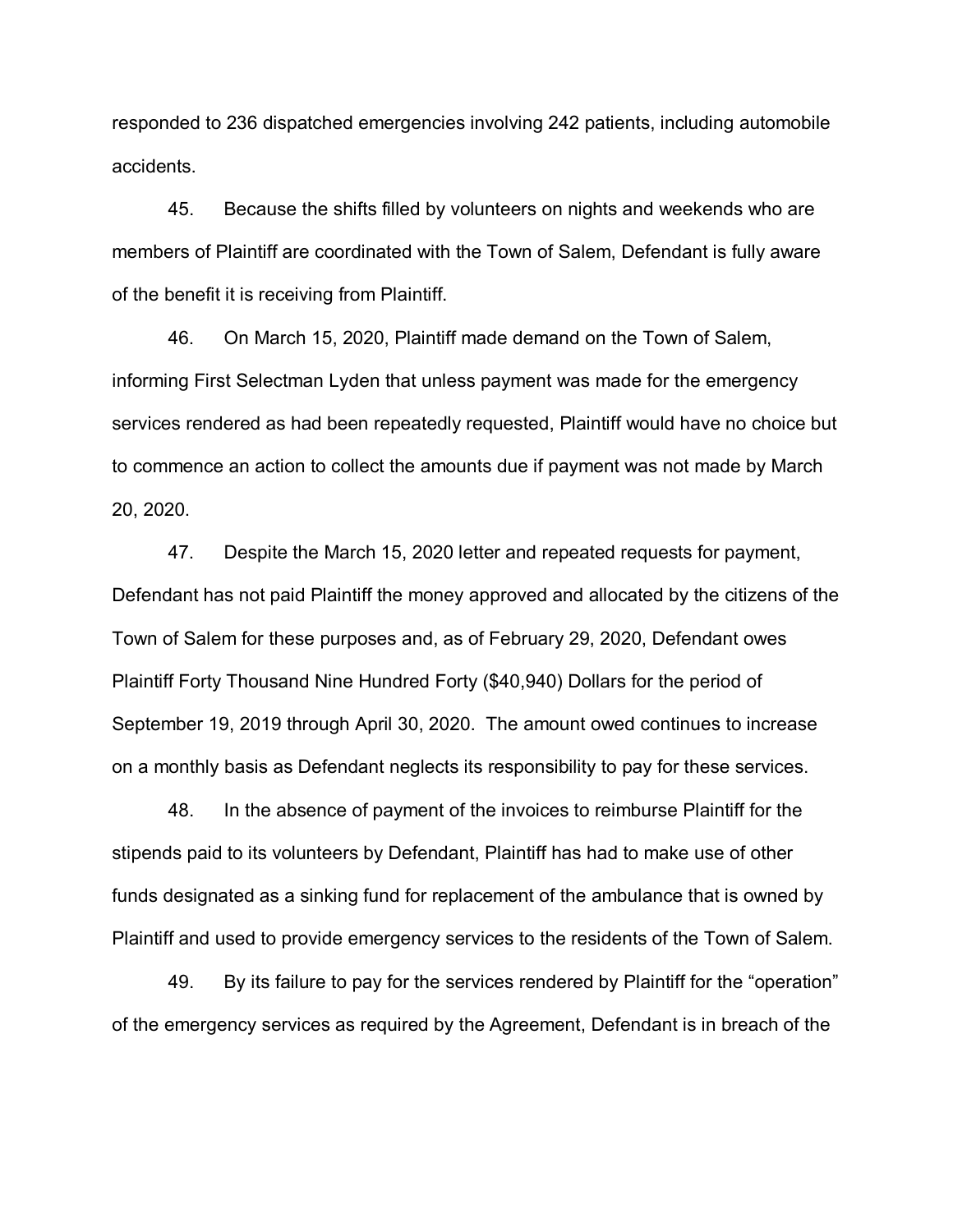responded to 236 dispatched emergencies involving 242 patients, including automobile accidents.

45. Because the shifts filled by volunteers on nights and weekends who are members of Plaintiff are coordinated with the Town of Salem, Defendant is fully aware of the benefit it is receiving from Plaintiff.

46. On March 15, 2020, Plaintiff made demand on the Town of Salem, informing First Selectman Lyden that unless payment was made for the emergency services rendered as had been repeatedly requested, Plaintiff would have no choice but to commence an action to collect the amounts due if payment was not made by March 20, 2020.

47. Despite the March 15, 2020 letter and repeated requests for payment, Defendant has not paid Plaintiff the money approved and allocated by the citizens of the Town of Salem for these purposes and, as of February 29, 2020, Defendant owes Plaintiff Forty Thousand Nine Hundred Forty ($40,940) Dollars for the period of September 19, 2019 through April 30, 2020. The amount owed continues to increase on a monthly basis as Defendant neglects its responsibility to pay for these services.

48. In the absence of payment of the invoices to reimburse Plaintiff for the stipends paid to its volunteers by Defendant, Plaintiff has had to make use of other funds designated as a sinking fund for replacement of the ambulance that is owned by Plaintiff and used to provide emergency services to the residents of the Town of Salem.

49. By its failure to pay for the services rendered by Plaintiff for the "operation" of the emergency services as required by the Agreement, Defendant is in breach of the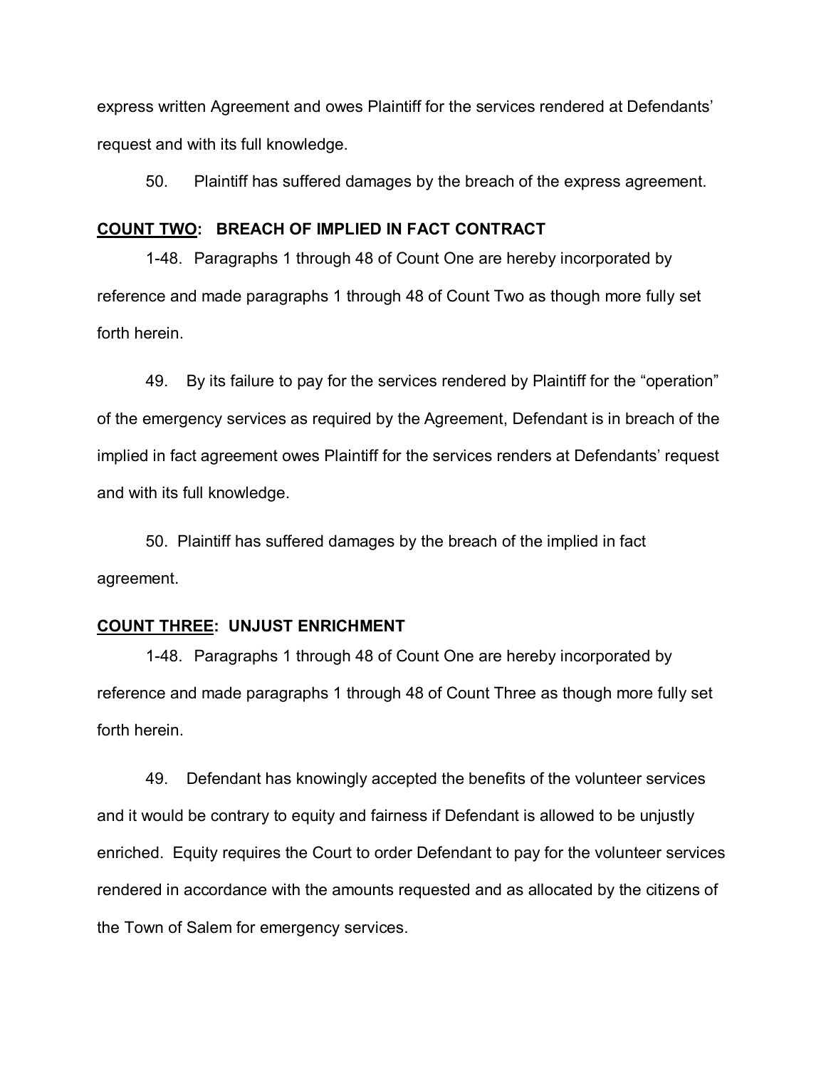express written Agreement and owes Plaintiff for the services rendered at Defendants' request and with its full knowledge.

50. Plaintiff has suffered damages by the breach of the express agreement.

**<u>COUNT TWO</u>: BREACH OF IMPLIED IN FACT CONTRACT**

1-48. Paragraphs 1 through 48 of Count One are hereby incorporated by reference and made paragraphs 1 through 48 of Count Two as though more fully set forth herein.

49. By its failure to pay for the services rendered by Plaintiff for the "operation" of the emergency services as required by the Agreement, Defendant is in breach of the implied in fact agreement owes Plaintiff for the services renders at Defendants' request and with its full knowledge.

50. Plaintiff has suffered damages by the breach of the implied in fact agreement.

**<u>COUNT THREE</u>: UNJUST ENRICHMENT**

1-48. Paragraphs 1 through 48 of Count One are hereby incorporated by reference and made paragraphs 1 through 48 of Count Three as though more fully set forth herein.

49. Defendant has knowingly accepted the benefits of the volunteer services and it would be contrary to equity and fairness if Defendant is allowed to be unjustly enriched. Equity requires the Court to order Defendant to pay for the volunteer services rendered in accordance with the amounts requested and as allocated by the citizens of the Town of Salem for emergency services.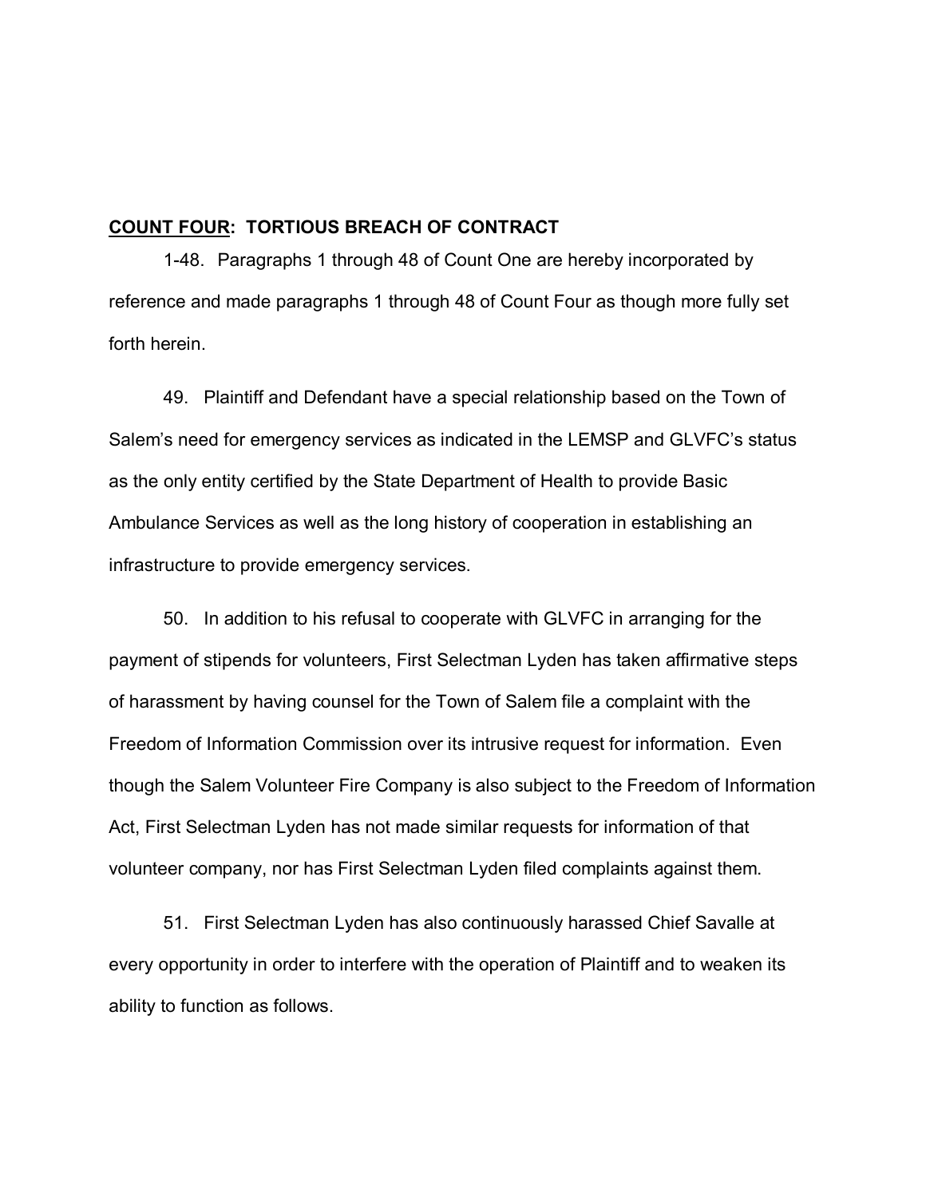**<u>COUNT FOUR</u>: TORTIOUS BREACH OF CONTRACT**

1-48. Paragraphs 1 through 48 of Count One are hereby incorporated by reference and made paragraphs 1 through 48 of Count Four as though more fully set forth herein.

49. Plaintiff and Defendant have a special relationship based on the Town of Salem's need for emergency services as indicated in the LEMSP and GLVFC's status as the only entity certified by the State Department of Health to provide Basic Ambulance Services as well as the long history of cooperation in establishing an infrastructure to provide emergency services.

50. In addition to his refusal to cooperate with GLVFC in arranging for the payment of stipends for volunteers, First Selectman Lyden has taken affirmative steps of harassment by having counsel for the Town of Salem file a complaint with the Freedom of Information Commission over its intrusive request for information. Even though the Salem Volunteer Fire Company is also subject to the Freedom of Information Act, First Selectman Lyden has not made similar requests for information of that volunteer company, nor has First Selectman Lyden filed complaints against them.

51. First Selectman Lyden has also continuously harassed Chief Savalle at every opportunity in order to interfere with the operation of Plaintiff and to weaken its ability to function as follows.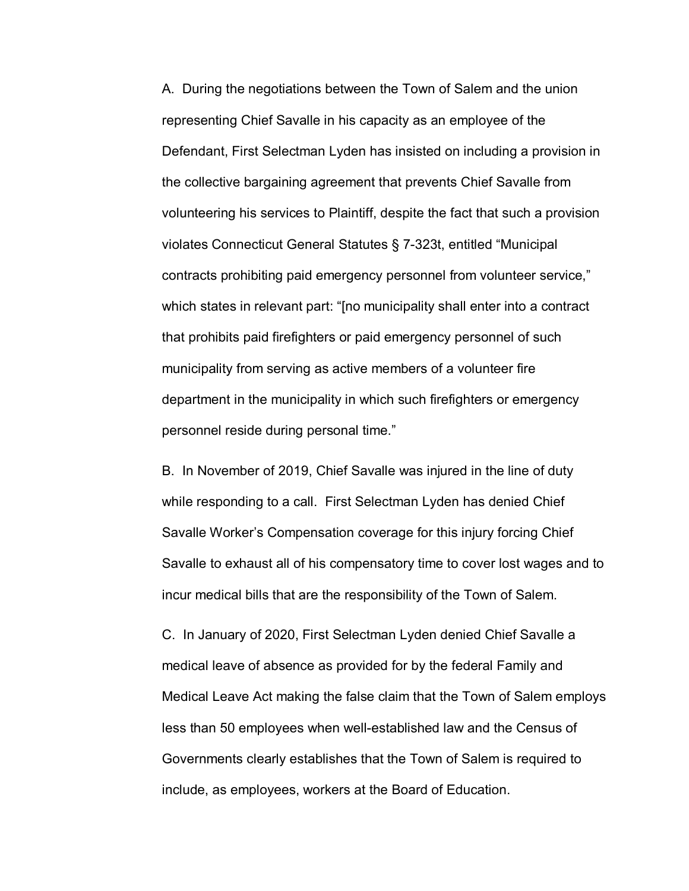A. During the negotiations between the Town of Salem and the union representing Chief Savalle in his capacity as an employee of the Defendant, First Selectman Lyden has insisted on including a provision in the collective bargaining agreement that prevents Chief Savalle from volunteering his services to Plaintiff, despite the fact that such a provision violates Connecticut General Statutes § 7-323t, entitled "Municipal contracts prohibiting paid emergency personnel from volunteer service," which states in relevant part: "[no municipality shall enter into a contract that prohibits paid firefighters or paid emergency personnel of such municipality from serving as active members of a volunteer fire department in the municipality in which such firefighters or emergency personnel reside during personal time."

B. In November of 2019, Chief Savalle was injured in the line of duty while responding to a call. First Selectman Lyden has denied Chief Savalle Worker's Compensation coverage for this injury forcing Chief Savalle to exhaust all of his compensatory time to cover lost wages and to incur medical bills that are the responsibility of the Town of Salem.

C. In January of 2020, First Selectman Lyden denied Chief Savalle a medical leave of absence as provided for by the federal Family and Medical Leave Act making the false claim that the Town of Salem employs less than 50 employees when well-established law and the Census of Governments clearly establishes that the Town of Salem is required to include, as employees, workers at the Board of Education.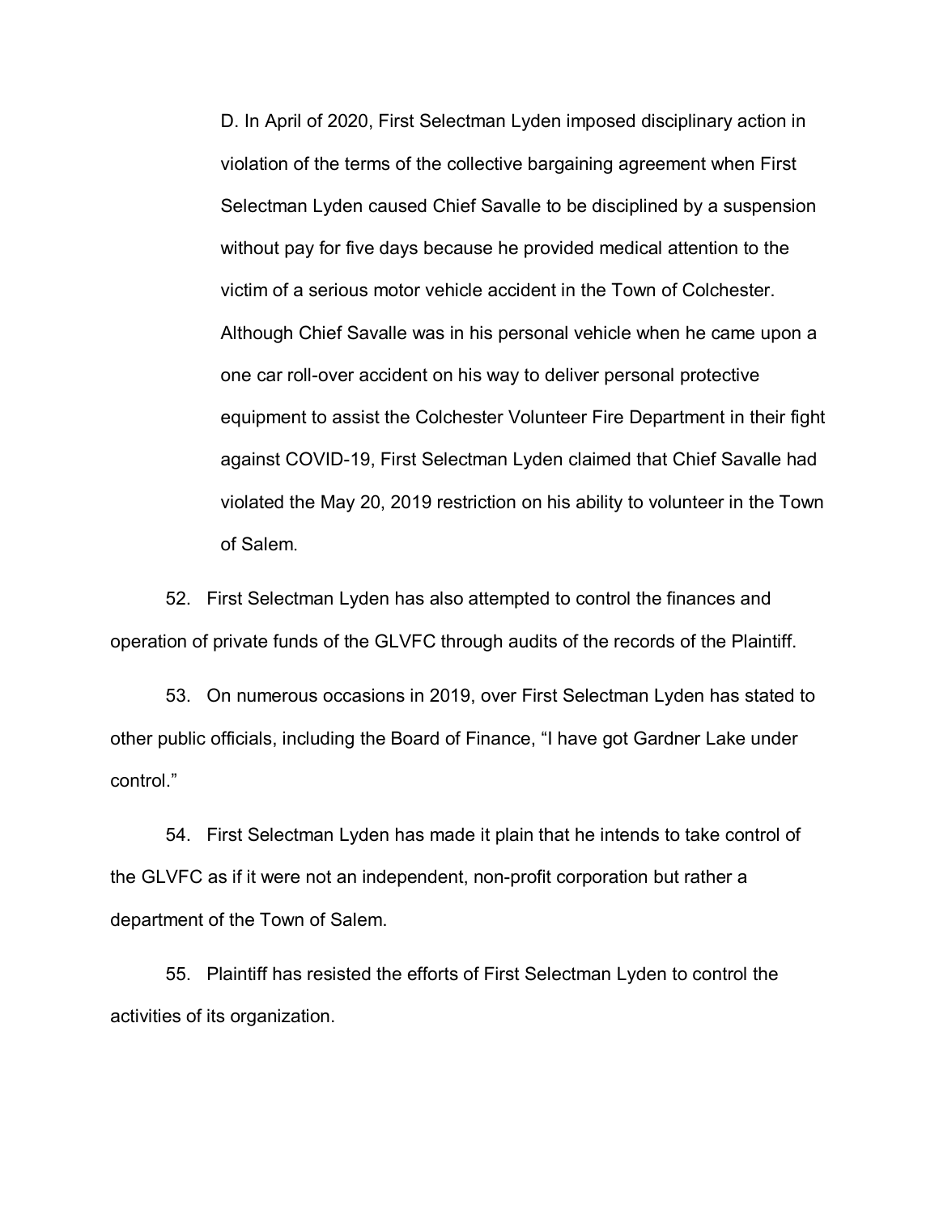D. In April of 2020, First Selectman Lyden imposed disciplinary action in violation of the terms of the collective bargaining agreement when First Selectman Lyden caused Chief Savalle to be disciplined by a suspension without pay for five days because he provided medical attention to the victim of a serious motor vehicle accident in the Town of Colchester. Although Chief Savalle was in his personal vehicle when he came upon a one car roll-over accident on his way to deliver personal protective equipment to assist the Colchester Volunteer Fire Department in their fight against COVID-19, First Selectman Lyden claimed that Chief Savalle had violated the May 20, 2019 restriction on his ability to volunteer in the Town of Salem.

52. First Selectman Lyden has also attempted to control the finances and operation of private funds of the GLVFC through audits of the records of the Plaintiff.

53. On numerous occasions in 2019, over First Selectman Lyden has stated to other public officials, including the Board of Finance, "I have got Gardner Lake under control."

54. First Selectman Lyden has made it plain that he intends to take control of the GLVFC as if it were not an independent, non-profit corporation but rather a department of the Town of Salem.

55. Plaintiff has resisted the efforts of First Selectman Lyden to control the activities of its organization.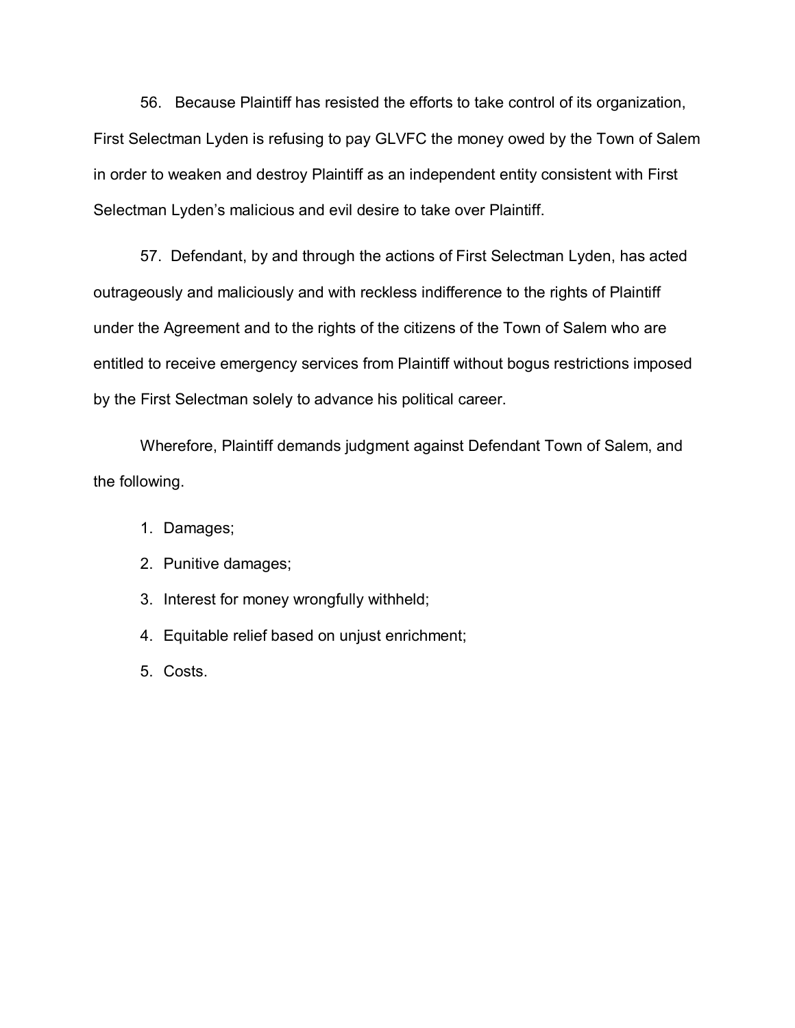56. Because Plaintiff has resisted the efforts to take control of its organization, First Selectman Lyden is refusing to pay GLVFC the money owed by the Town of Salem in order to weaken and destroy Plaintiff as an independent entity consistent with First Selectman Lyden's malicious and evil desire to take over Plaintiff.

57. Defendant, by and through the actions of First Selectman Lyden, has acted outrageously and maliciously and with reckless indifference to the rights of Plaintiff under the Agreement and to the rights of the citizens of the Town of Salem who are entitled to receive emergency services from Plaintiff without bogus restrictions imposed by the First Selectman solely to advance his political career.

Wherefore, Plaintiff demands judgment against Defendant Town of Salem, and the following.

1. Damages;
2. Punitive damages;
3. Interest for money wrongfully withheld;
4. Equitable relief based on unjust enrichment;
5. Costs.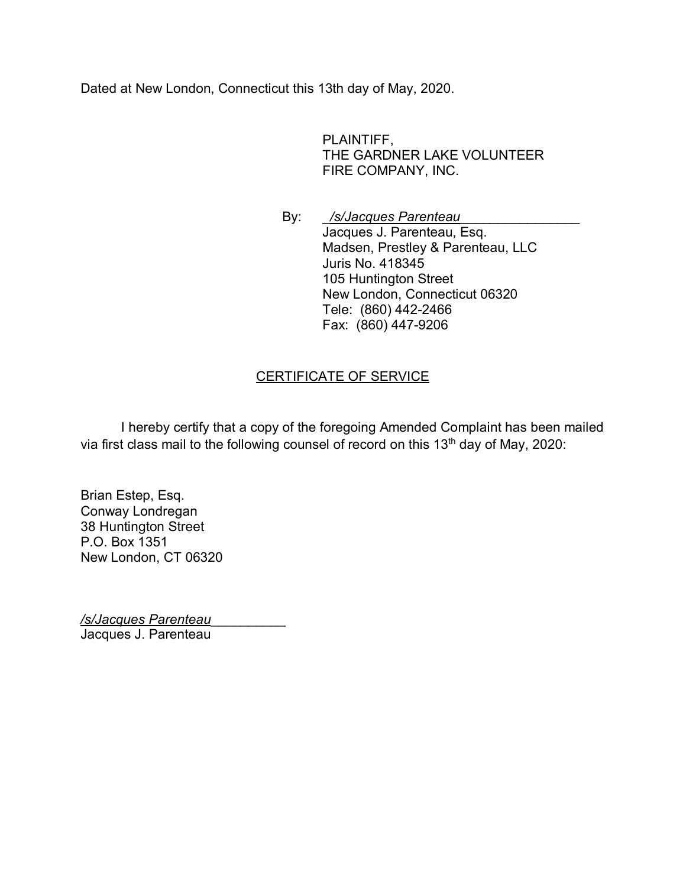Dated at New London, Connecticut this 13th day of May, 2020.

PLAINTIFF,
THE GARDNER LAKE VOLUNTEER
FIRE COMPANY, INC.

By: */s/Jacques Parenteau*
Jacques J. Parenteau, Esq.
Madsen, Prestley & Parenteau, LLC
Juris No. 418345
105 Huntington Street
New London, Connecticut 06320
Tele: (860) 442-2466
Fax: (860) 447-9206

## CERTIFICATE OF SERVICE

I hereby certify that a copy of the foregoing Amended Complaint has been mailed via first class mail to the following counsel of record on this 13th day of May, 2020:

Brian Estep, Esq.
Conway Londregan
38 Huntington Street
P.O. Box 1351
New London, CT 06320

*/s/Jacques Parenteau*
Jacques J. Parenteau